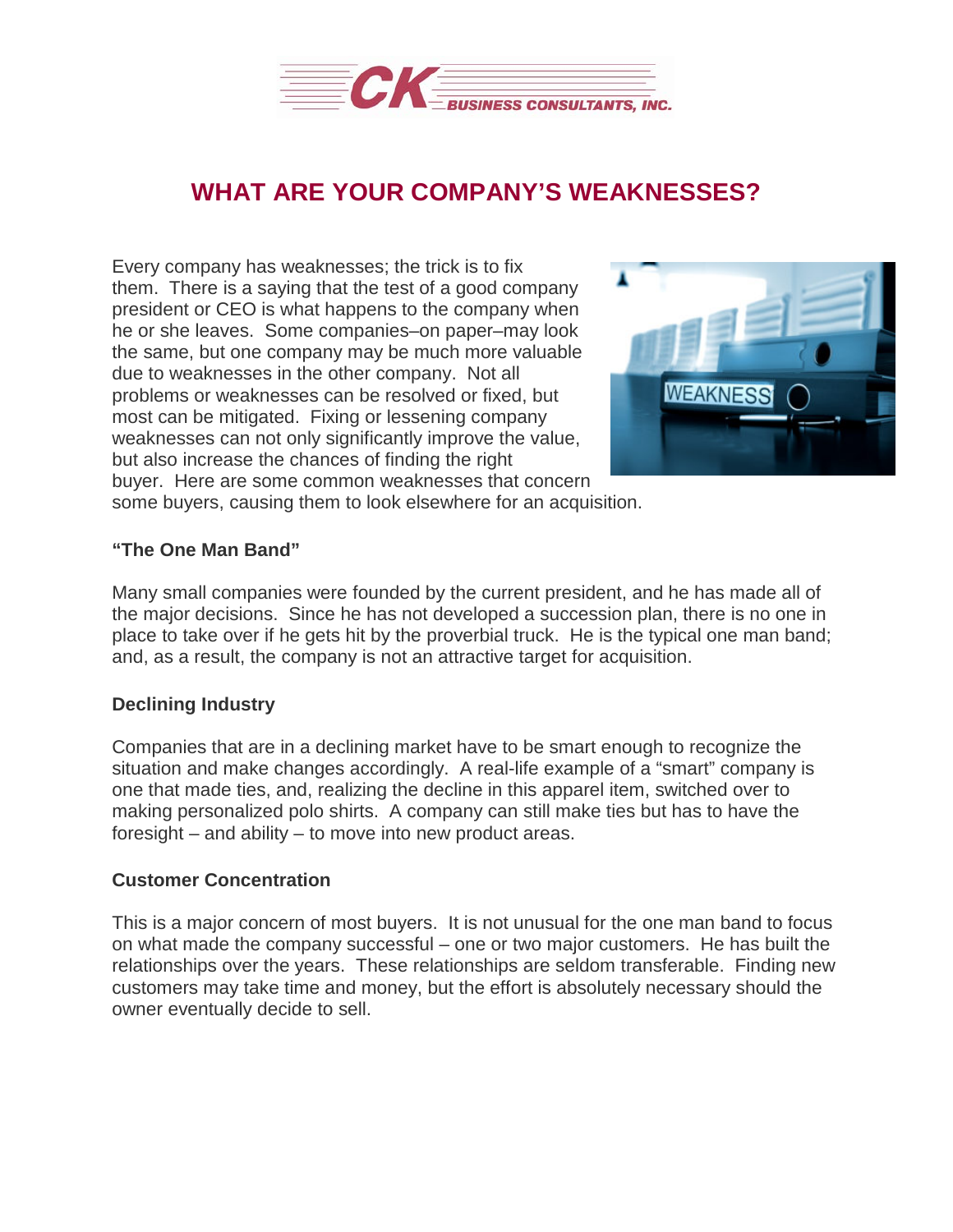# WHAT ARE YOUR COMPANY'S WEAKNESSES?

Every company has weaknesses; the trick is to fix them. There is a saying that the test of a good company president or CEO is what happens to the company when he or she leaves. Some companies–on paper–may look the same, but one company may be much more valuable due to weaknesses in the other company. Not all problems or weaknesses can be resolved or fixed, but most can be mitigated. Fixing or lessening company weaknesses can not only significantly improve the value, but also increase the chances of finding the right buyer. Here are some common weaknesses that concern some buyers, causing them to look elsewhere for an acquisition.

**"The One Man Band"**

Many small companies were founded by the current president, and he has made all of the major decisions. Since he has not developed a succession plan, there is no one in place to take over if he gets hit by the proverbial truck. He is the typical one man band; and, as a result, the company is not an attractive target for acquisition.

**Declining Industry**

Companies that are in a declining market have to be smart enough to recognize the situation and make changes accordingly. A real-life example of a "smart" company is one that made ties, and, realizing the decline in this apparel item, switched over to making personalized polo shirts. A company can still make ties but has to have the foresight – and ability – to move into new product areas.

**Customer Concentration**

This is a major concern of most buyers. It is not unusual for the one man band to focus on what made the company successful – one or two major customers. He has built the relationships over the years. These relationships are seldom transferable. Finding new customers may take time and money, but the effort is absolutely necessary should the owner eventually decide to sell.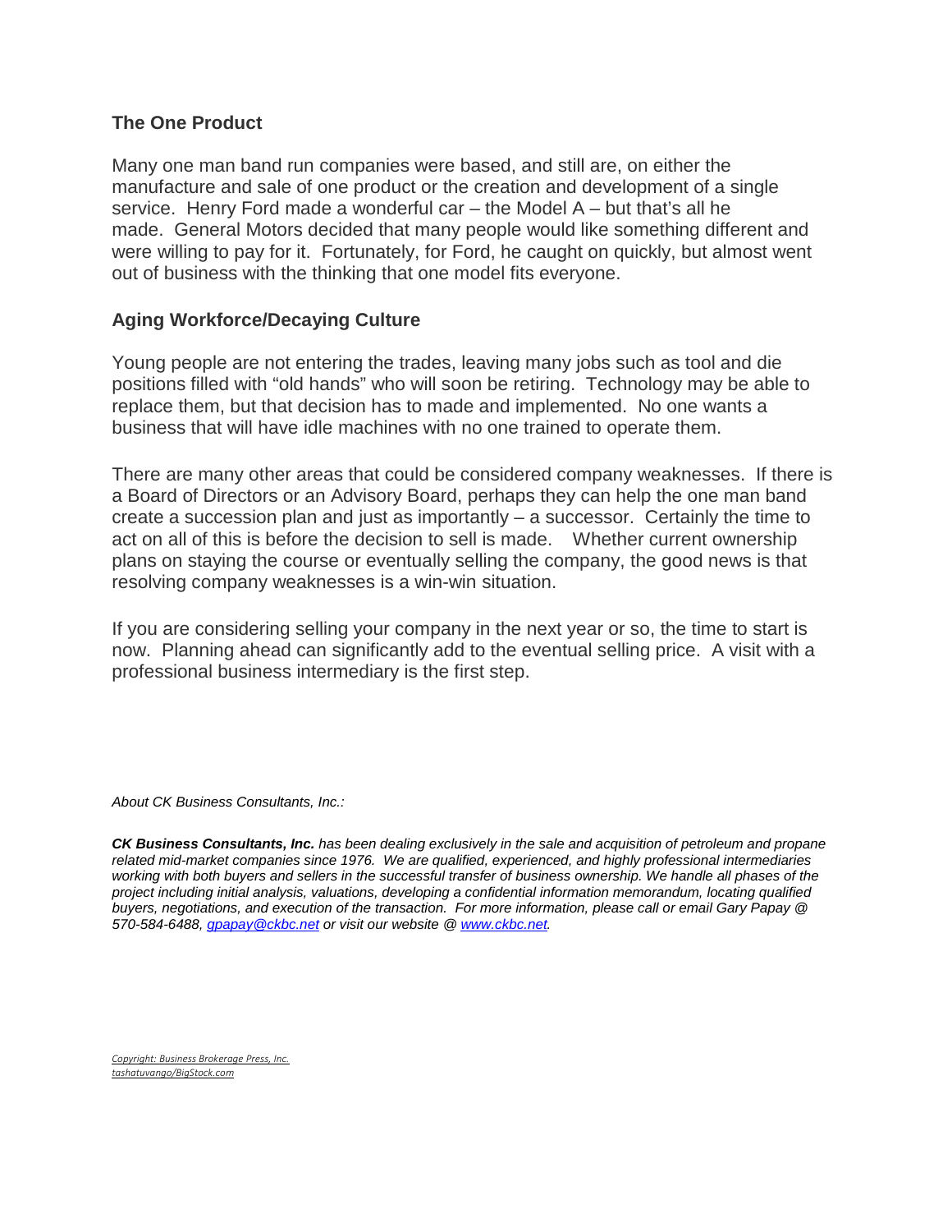## The One Product

Many one man band run companies were based, and still are, on either the manufacture and sale of one product or the creation and development of a single service. Henry Ford made a wonderful car – the Model A – but that's all he made. General Motors decided that many people would like something different and were willing to pay for it. Fortunately, for Ford, he caught on quickly, but almost went out of business with the thinking that one model fits everyone.

## Aging Workforce/Decaying Culture

Young people are not entering the trades, leaving many jobs such as tool and die positions filled with "old hands" who will soon be retiring. Technology may be able to replace them, but that decision has to made and implemented. No one wants a business that will have idle machines with no one trained to operate them.

There are many other areas that could be considered company weaknesses. If there is a Board of Directors or an Advisory Board, perhaps they can help the one man band create a succession plan and just as importantly – a successor. Certainly the time to act on all of this is before the decision to sell is made. Whether current ownership plans on staying the course or eventually selling the company, the good news is that resolving company weaknesses is a win-win situation.

If you are considering selling your company in the next year or so, the time to start is now. Planning ahead can significantly add to the eventual selling price. A visit with a professional business intermediary is the first step.

*About CK Business Consultants, Inc.:*

***CK Business Consultants, Inc.*** *has been dealing exclusively in the sale and acquisition of petroleum and propane related mid-market companies since 1976. We are qualified, experienced, and highly professional intermediaries working with both buyers and sellers in the successful transfer of business ownership. We handle all phases of the project including initial analysis, valuations, developing a confidential information memorandum, locating qualified buyers, negotiations, and execution of the transaction. For more information, please call or email Gary Papay @ 570-584-6488, gpapay@ckbc.net or visit our website @ www.ckbc.net.*

*Copyright: Business Brokerage Press, Inc.*
*tashatuvango/BigStock.com*